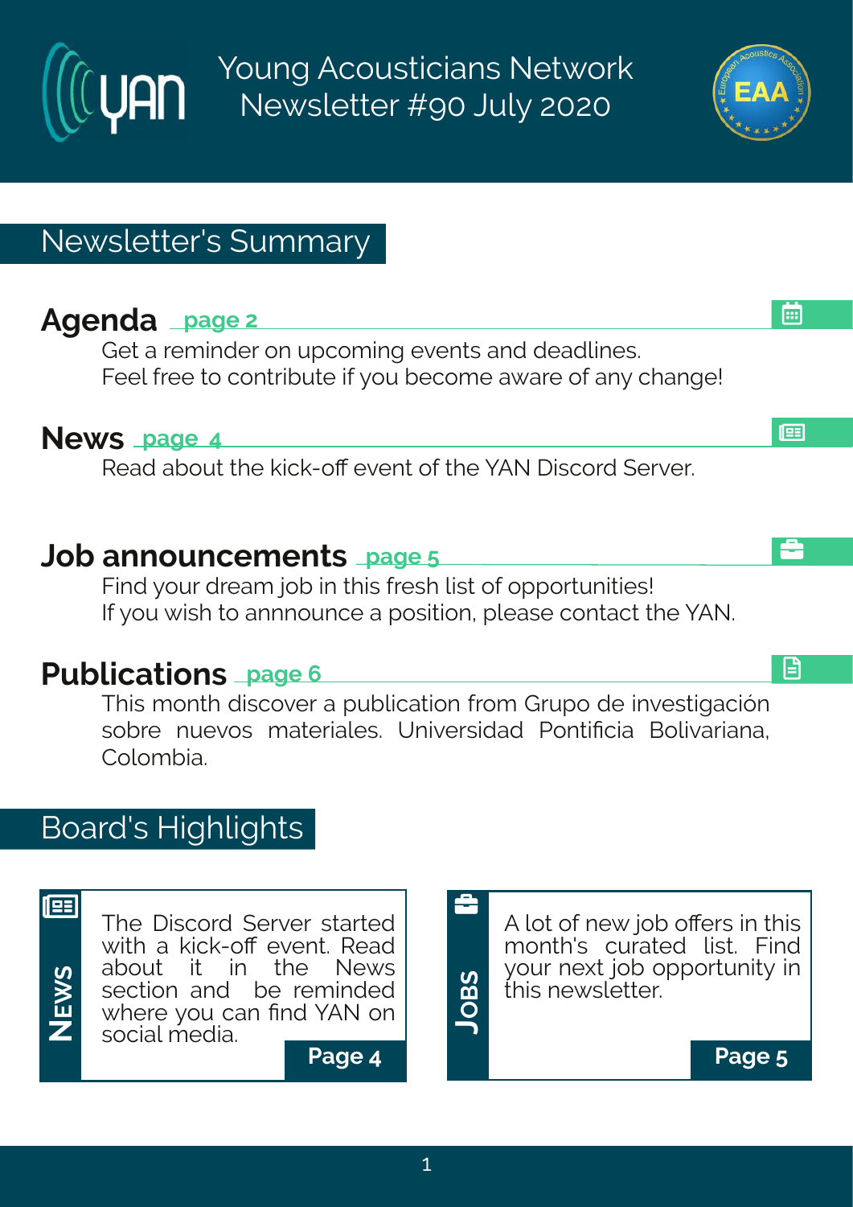# Young Acousticians Network Newsletter #90 July 2020

## Newsletter's Summary

### Agenda page 2

Get a reminder on upcoming events and deadlines.
Feel free to contribute if you become aware of any change!

### News page 4

Read about the kick-off event of the YAN Discord Server.

### Job announcements page 5

Find your dream job in this fresh list of opportunities!
If you wish to annnounce a position, please contact the YAN.

### Publications page 6

This month discover a publication from Grupo de investigación sobre nuevos materiales. Universidad Pontificia Bolivariana, Colombia.

## Board's Highlights

**News**

The Discord Server started with a kick-off event. Read about it in the News section and be reminded where you can find YAN on social media.

**Page 4**

**Jobs**

A lot of new job offers in this month's curated list. Find your next job opportunity in this newsletter.

**Page 5**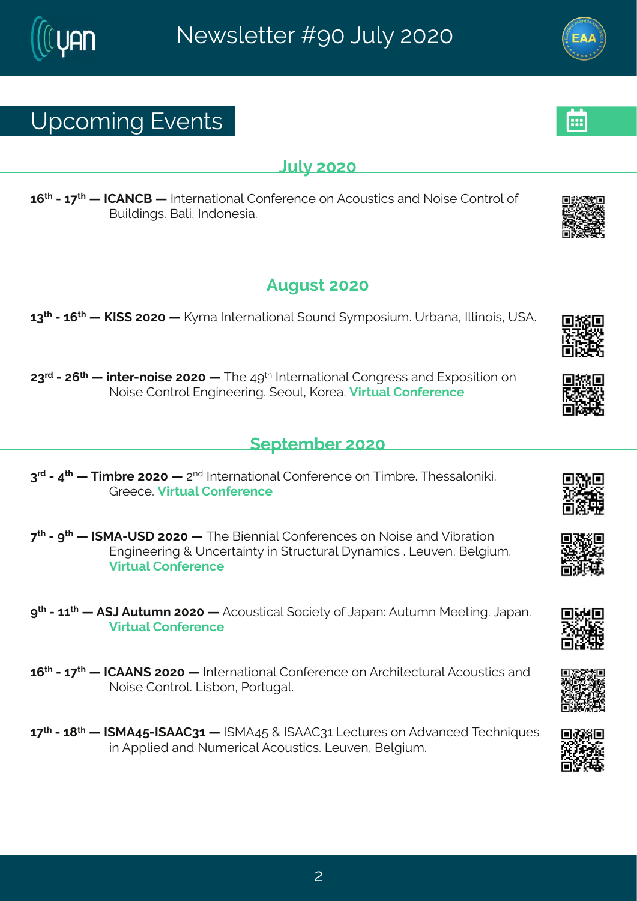# Upcoming Events

## July 2020

**16th - 17th — ICANCB —** International Conference on Acoustics and Noise Control of Buildings. Bali, Indonesia.

## August 2020

**13th - 16th — KISS 2020 —** Kyma International Sound Symposium. Urbana, Illinois, USA.

**23rd - 26th — inter-noise 2020 —** The 49th International Congress and Exposition on Noise Control Engineering. Seoul, Korea. **Virtual Conference**

## September 2020

**3rd - 4th — Timbre 2020 —** 2nd International Conference on Timbre. Thessaloniki, Greece. **Virtual Conference**

**7th - 9th — ISMA-USD 2020 —** The Biennial Conferences on Noise and Vibration Engineering & Uncertainty in Structural Dynamics . Leuven, Belgium. **Virtual Conference**

**9th - 11th — ASJ Autumn 2020 —** Acoustical Society of Japan: Autumn Meeting. Japan. **Virtual Conference**

**16th - 17th — ICAANS 2020 —** International Conference on Architectural Acoustics and Noise Control. Lisbon, Portugal.

**17th - 18th — ISMA45-ISAAC31 —** ISMA45 & ISAAC31 Lectures on Advanced Techniques in Applied and Numerical Acoustics. Leuven, Belgium.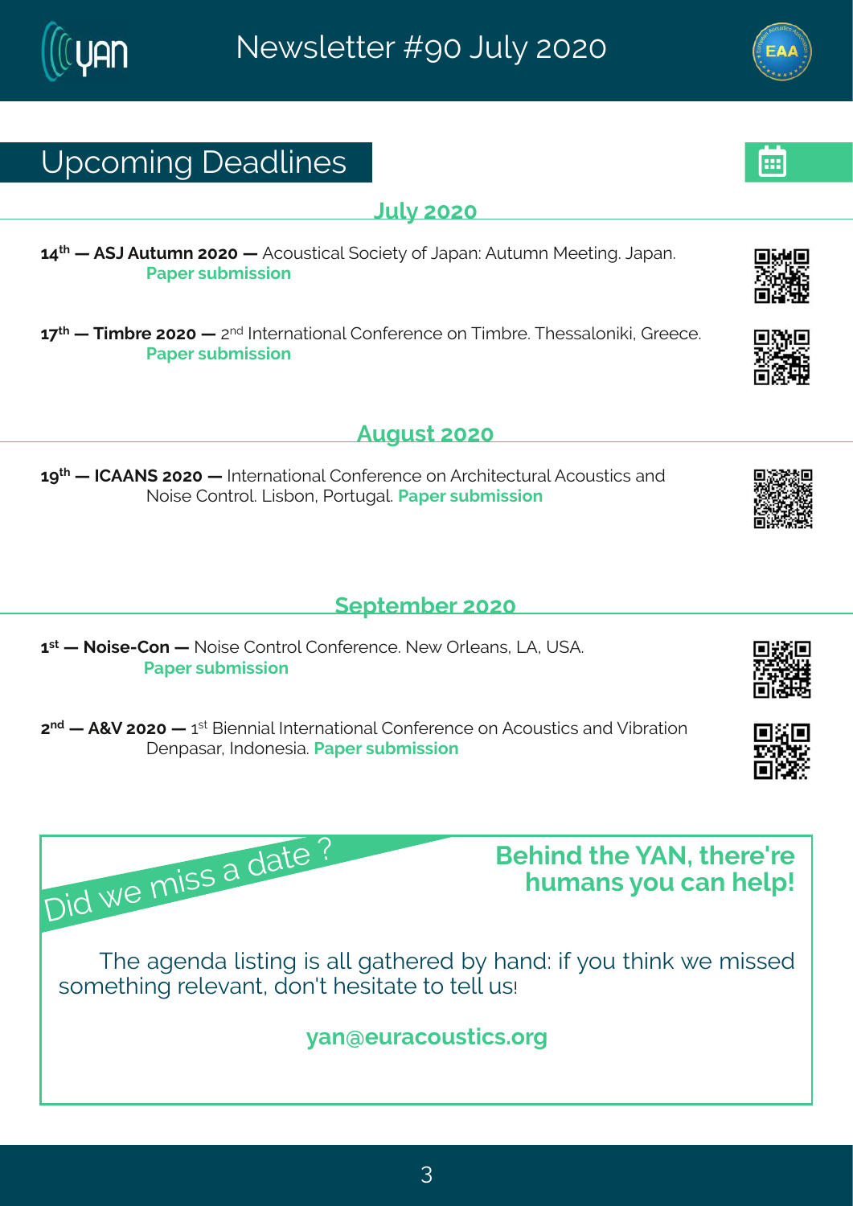## Upcoming Deadlines

### July 2020

**14th — ASJ Autumn 2020 —** Acoustical Society of Japan: Autumn Meeting. Japan. **Paper submission**

**17th — Timbre 2020 —** 2nd International Conference on Timbre. Thessaloniki, Greece. **Paper submission**

### August 2020

**19th — ICAANS 2020 —** International Conference on Architectural Acoustics and Noise Control. Lisbon, Portugal. **Paper submission**

### September 2020

**1st — Noise-Con —** Noise Control Conference. New Orleans, LA, USA. **Paper submission**

**2nd — A&V 2020 —** 1st Biennial International Conference on Acoustics and Vibration Denpasar, Indonesia. **Paper submission**

---

*Did we miss a date ?*

**Behind the YAN, there're humans you can help!**

The agenda listing is all gathered by hand: if you think we missed something relevant, don't hesitate to tell us!

**yan@euracoustics.org**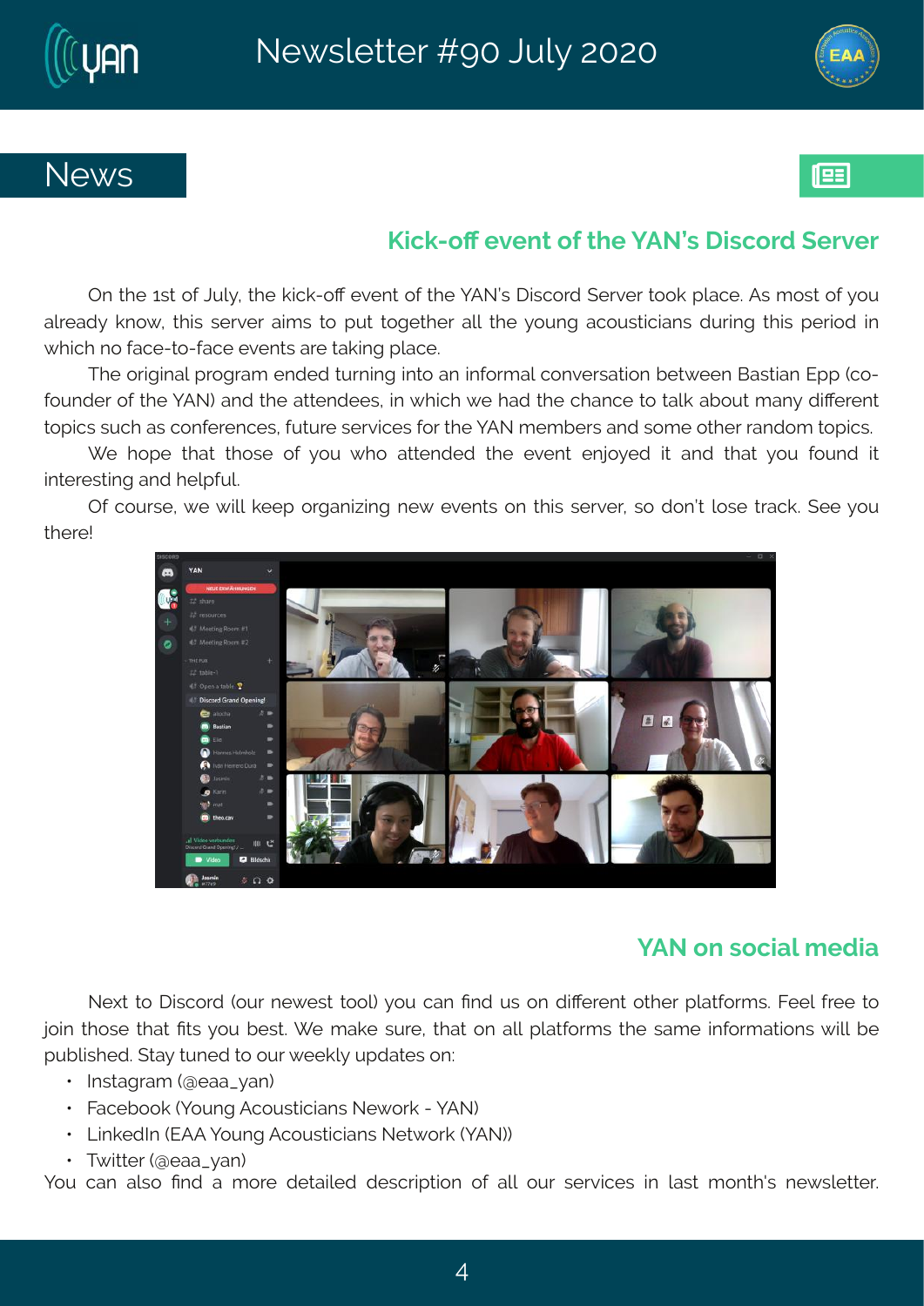# News

## Kick-off event of the YAN's Discord Server

On the 1st of July, the kick-off event of the YAN's Discord Server took place. As most of you already know, this server aims to put together all the young acousticians during this period in which no face-to-face events are taking place.

The original program ended turning into an informal conversation between Bastian Epp (co-founder of the YAN) and the attendees, in which we had the chance to talk about many different topics such as conferences, future services for the YAN members and some other random topics.

We hope that those of you who attended the event enjoyed it and that you found it interesting and helpful.

Of course, we will keep organizing new events on this server, so don't lose track. See you there!

## YAN on social media

Next to Discord (our newest tool) you can find us on different other platforms. Feel free to join those that fits you best. We make sure, that on all platforms the same informations will be published. Stay tuned to our weekly updates on:

- Instagram (@eaa_yan)
- Facebook (Young Acousticians Nework - YAN)
- LinkedIn (EAA Young Acousticians Network (YAN))
- Twitter (@eaa_yan)

You can also find a more detailed description of all our services in last month's newsletter.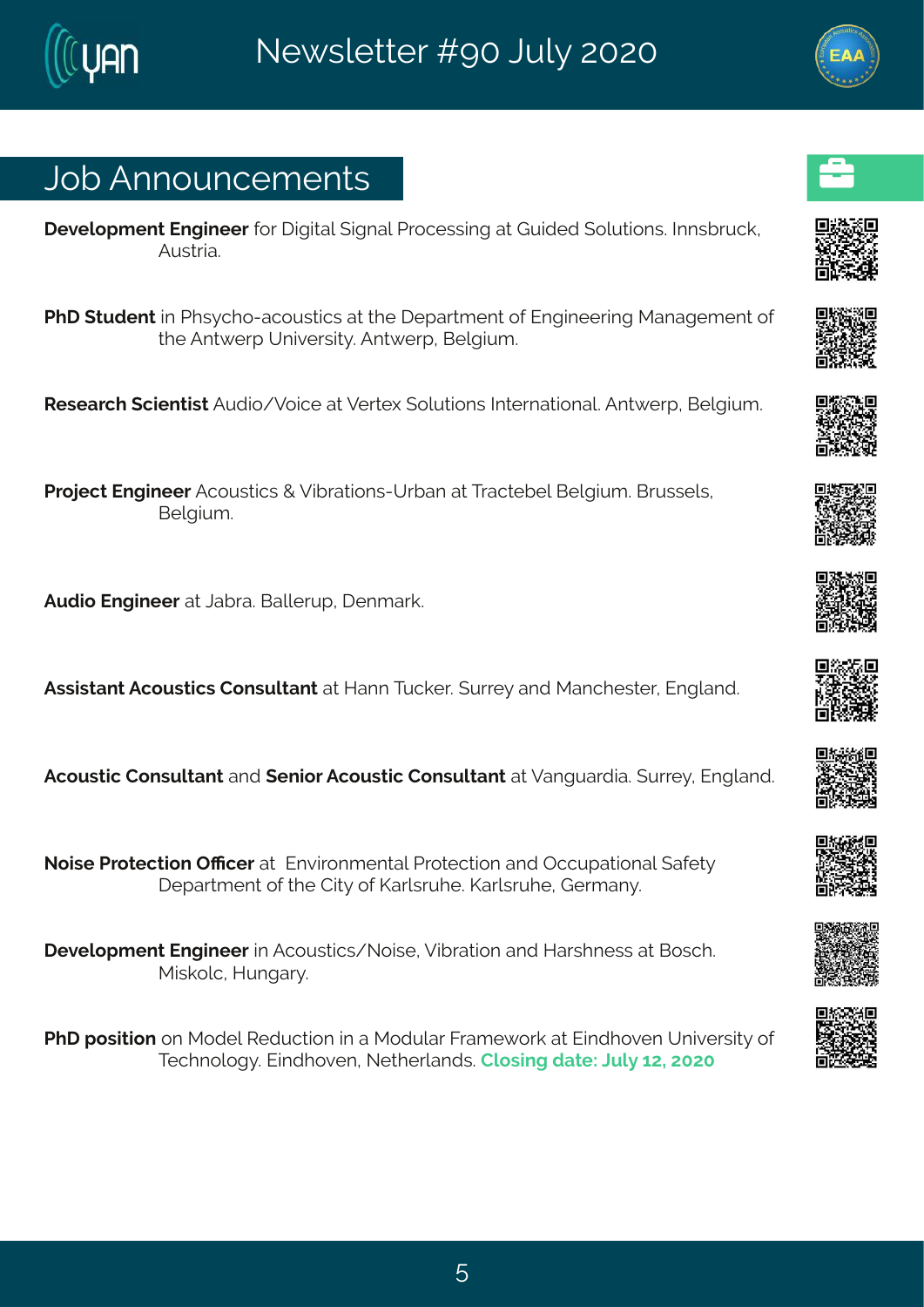## Job Announcements

**Development Engineer** for Digital Signal Processing at Guided Solutions. Innsbruck, Austria.

**PhD Student** in Phsycho-acoustics at the Department of Engineering Management of the Antwerp University. Antwerp, Belgium.

**Research Scientist** Audio/Voice at Vertex Solutions International. Antwerp, Belgium.

**Project Engineer** Acoustics & Vibrations-Urban at Tractebel Belgium. Brussels, Belgium.

**Audio Engineer** at Jabra. Ballerup, Denmark.

**Assistant Acoustics Consultant** at Hann Tucker. Surrey and Manchester, England.

**Acoustic Consultant** and **Senior Acoustic Consultant** at Vanguardia. Surrey, England.

**Noise Protection Officer** at Environmental Protection and Occupational Safety Department of the City of Karlsruhe. Karlsruhe, Germany.

**Development Engineer** in Acoustics/Noise, Vibration and Harshness at Bosch. Miskolc, Hungary.

**PhD position** on Model Reduction in a Modular Framework at Eindhoven University of Technology. Eindhoven, Netherlands. **Closing date: July 12, 2020**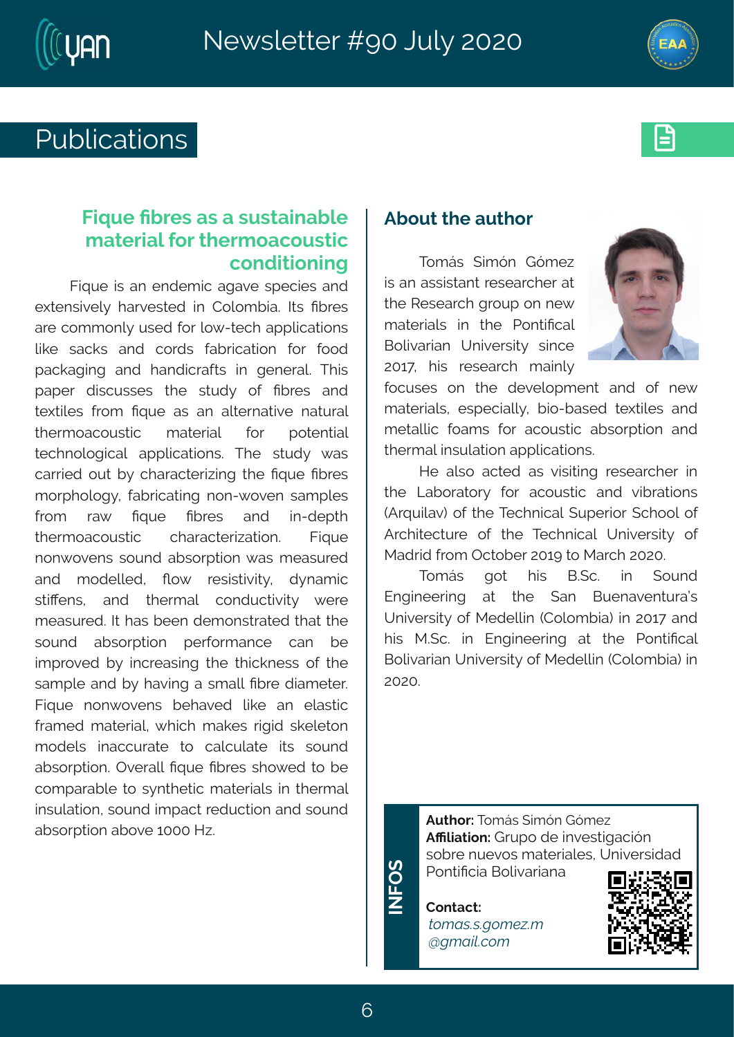# Publications

## Fique fibres as a sustainable material for thermoacoustic conditioning

Fique is an endemic agave species and extensively harvested in Colombia. Its fibres are commonly used for low-tech applications like sacks and cords fabrication for food packaging and handicrafts in general. This paper discusses the study of fibres and textiles from fique as an alternative natural thermoacoustic material for potential technological applications. The study was carried out by characterizing the fique fibres morphology, fabricating non-woven samples from raw fique fibres and in-depth thermoacoustic characterization. Fique nonwovens sound absorption was measured and modelled, flow resistivity, dynamic stiffens, and thermal conductivity were measured. It has been demonstrated that the sound absorption performance can be improved by increasing the thickness of the sample and by having a small fibre diameter. Fique nonwovens behaved like an elastic framed material, which makes rigid skeleton models inaccurate to calculate its sound absorption. Overall fique fibres showed to be comparable to synthetic materials in thermal insulation, sound impact reduction and sound absorption above 1000 Hz.

## About the author

Tomás Simón Gómez is an assistant researcher at the Research group on new materials in the Pontifical Bolivarian University since 2017, his research mainly focuses on the development and of new materials, especially, bio-based textiles and metallic foams for acoustic absorption and thermal insulation applications.

He also acted as visiting researcher in the Laboratory for acoustic and vibrations (Arquilav) of the Technical Superior School of Architecture of the Technical University of Madrid from October 2019 to March 2020.

Tomás got his B.Sc. in Sound Engineering at the San Buenaventura's University of Medellin (Colombia) in 2017 and his M.Sc. in Engineering at the Pontifical Bolivarian University of Medellin (Colombia) in 2020.

**INFOS**

**Author:** Tomás Simón Gómez
**Affiliation:** Grupo de investigación sobre nuevos materiales, Universidad Pontificia Bolivariana

**Contact:**
*tomas.s.gomez.m@gmail.com*